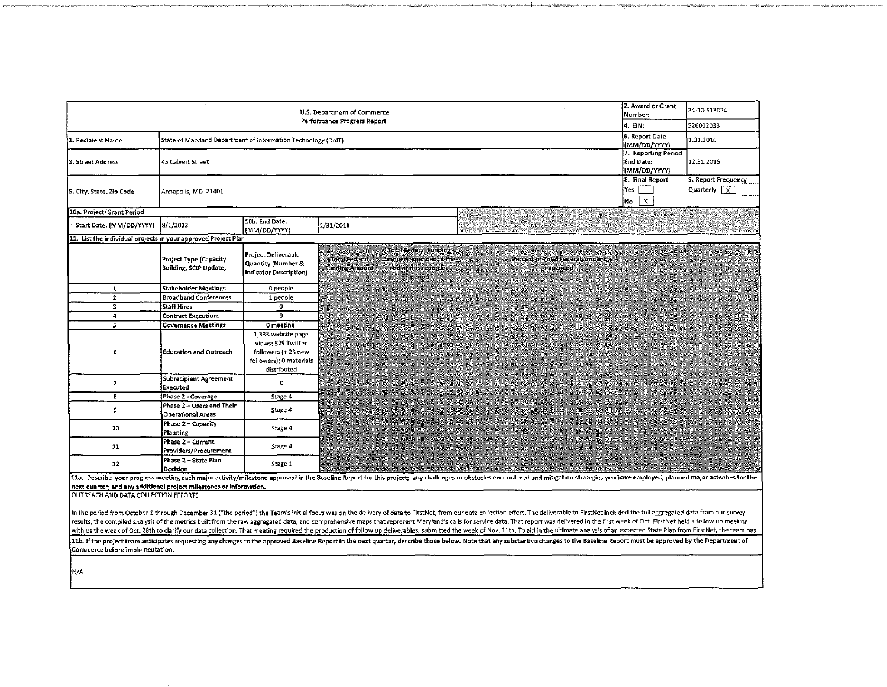| U.S. Department of Commerce Performance Progress Report | | 2. Award or Grant Number: | 24-10-S13024 |
|---|---|---|---|
| | | 4. EIN: | 526002033 |
| 1. Recipient Name | State of Maryland Department of Information Technology (DoIT) | 6. Report Date (MM/DD/YYYY) | 1.31.2016 |
| 3. Street Address | 45 Calvert Street | 7. Reporting Period End Date: (MM/DD/YYYY) | 12.31.2015 |
| 5. City, State, Zip Code | Annapolis, MD 21401 | 8. Final Report Yes [ ] No [X] | 9. Report Frequency Quarterly [X] |

**10a. Project/Grant Period**

| Start Date: (MM/DD/YYYY) | 8/1/2013 | 10b. End Date: (MM/DD/YYYY) | 1/31/2018 |
|---|---|---|---|

**11. List the individual projects in your approved Project Plan**

| | Project Type (Capacity Building, SCIP Update, | Project Deliverable Quantity (Number & Indicator Description) | Total Federal Funding Amount | Total Federal Funding Amount expended at the end of this reporting period | Percent of Total Federal Amount expended |
|---|---|---|---|---|---|
| 1 | Stakeholder Meetings | 0 people | | | |
| 2 | Broadband Conferences | 1 people | | | |
| 3 | Staff Hires | 0 | | | |
| 4 | Contract Executions | 0 | | | |
| 5 | Governance Meetings | 0 meeting | | | |
| 6 | Education and Outreach | 1,333 website page views; 529 Twitter followers (+ 23 new followers); 0 materials distributed | | | |
| 7 | Subrecipient Agreement Executed | 0 | | | |
| 8 | Phase 2 - Coverage | Stage 4 | | | |
| 9 | Phase 2 – Users and Their Operational Areas | Stage 4 | | | |
| 10 | Phase 2 – Capacity Planning | Stage 4 | | | |
| 11 | Phase 2 – Current Providers/Procurement | Stage 4 | | | |
| 12 | Phase 2 – State Plan Decision | Stage 1 | | | |

**11a. Describe your progress meeting each major activity/milestone approved in the Baseline Report for this project; any challenges or obstacles encountered and mitigation strategies you have employed; planned major activities for the next quarter; and any additional project milestones or information.**

OUTREACH AND DATA COLLECTION EFFORTS

In the period from October 1 through December 31 ("the period") the Team's initial focus was on the delivery of data to FirstNet, from our data collection effort. The deliverable to FirstNet included the full aggregated data from our survey results, the compiled analysis of the metrics built from the raw aggregated data, and comprehensive maps that represent Maryland's calls for service data. That report was delivered in the first week of Oct. FirstNet held a follow up meeting with us the week of Oct. 28th to clarify our data collection. That meeting required the production of follow up deliverables, submitted the week of Nov. 11th. To aid in the ultimate analysis of an expected State Plan from FirstNet, the team has

**11b. If the project team anticipates requesting any changes to the approved Baseline Report in the next quarter, describe those below. Note that any substantive changes to the Baseline Report must be approved by the Department of Commerce before implementation.**

N/A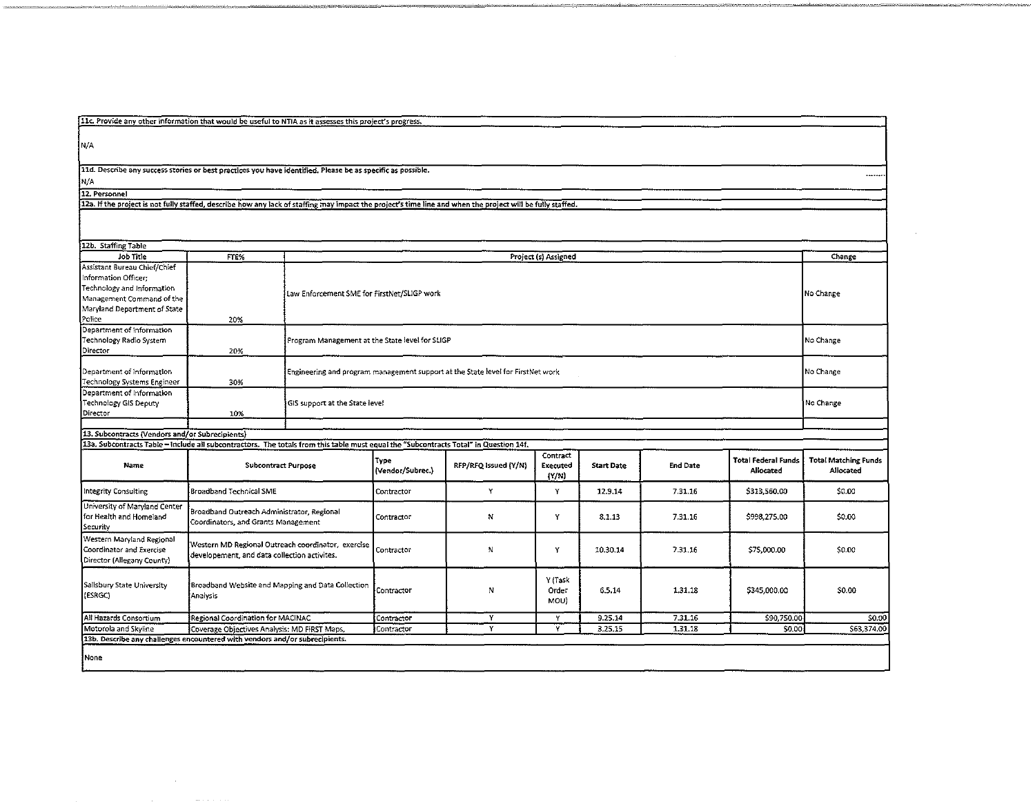**11c. Provide any other information that would be useful to NTIA as it assesses this project's progress.**

N/A

**11d. Describe any success stories or best practices you have identified. Please be as specific as possible.**

N/A

## 12. Personnel

**12a. If the project is not fully staffed, describe how any lack of staffing may impact the project's time line and when the project will be fully staffed.**

**12b. Staffing Table**

| Job Title | FTE% | Project (s) Assigned | Change |
|---|---|---|---|
| Assistant Bureau Chief/Chief Information Officer; Technology and Information Management Command of the Maryland Department of State Police | 20% | Law Enforcement SME for FirstNet/SLIGP work | No Change |
| Department of Information Technology Radio System Director | 20% | Program Management at the State level for SLIGP | No Change |
| Department of Information Technology Systems Engineer | 30% | Engineering and program management support at the State level for FirstNet work | No Change |
| Department of Information Technology GIS Deputy Director | 10% | GIS support at the State level | No Change |
| | | | |

## 13. Subcontracts (Vendors and/or Subrecipients)

**13a. Subcontracts Table – Include all subcontractors. The totals from this table must equal the "Subcontracts Total" in Question 14f.**

| Name | Subcontract Purpose | Type (Vendor/Subrec.) | RFP/RFQ Issued (Y/N) | Contract Executed (Y/N) | Start Date | End Date | Total Federal Funds Allocated | Total Matching Funds Allocated |
|---|---|---|---|---|---|---|---|---|
| Integrity Consulting | Broadband Technical SME | Contractor | Y | Y | 12.9.14 | 7.31.16 | $313,560.00 | $0.00 |
| University of Maryland Center for Health and Homeland Security | Broadband Outreach Administrator, Regional Coordinators, and Grants Management | Contractor | N | Y | 8.1.13 | 7.31.16 | $998,275.00 | $0.00 |
| Western Maryland Regional Coordinator and Exercise Director (Allegany County) | Western MD Regional Outreach coordinator, exercise developement, and data collection activites. | Contractor | N | Y | 10.30.14 | 7.31.16 | $75,000.00 | $0.00 |
| Salisbury State University (ESRGC) | Broadband Website and Mapping and Data Collection Analysis | Contractor | N | Y (Task Order MOU) | 6.5.14 | 1.31.18 | $345,000.00 | $0.00 |
| All Hazards Consortium | Regional Coordination for MACINAC | Contractor | Y | Y | 9.25.14 | 7.31.16 | $90,750.00 | $0.00 |
| Motorola and Skyline | Coverage Objectives Analysis: MD FIRST Maps, | Contractor | Y | Y | 3.25.15 | 1.31.18 | $0.00 | $63,374.00 |

**13b. Describe any challenges encountered with vendors and/or subrecipients.**

None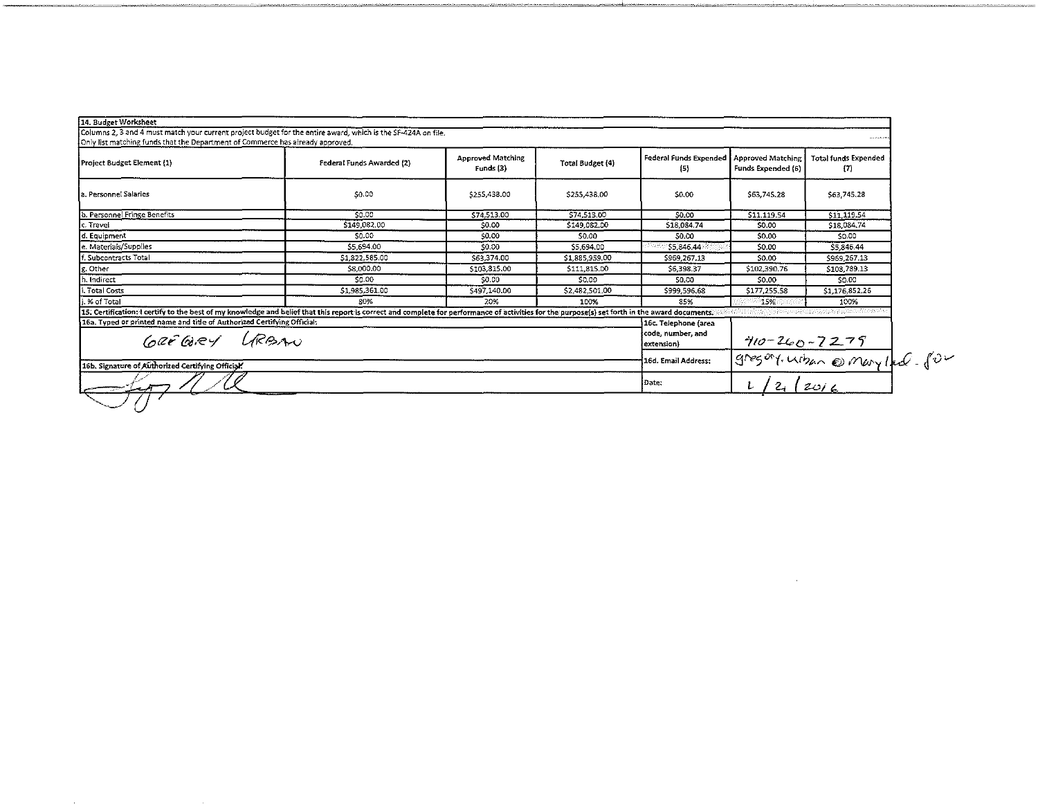**14. Budget Worksheet**

Columns 2, 3 and 4 must match your current project budget for the entire award, which is the SF-424A on file.
Only list matching funds that the Department of Commerce has already approved.

| Project Budget Element (1) | Federal Funds Awarded (2) | Approved Matching Funds (3) | Total Budget (4) | Federal Funds Expended (5) | Approved Matching Funds Expended (6) | Total funds Expended (7) |
|---|---|---|---|---|---|---|
| a. Personnel Salaries | $0.00 | $255,438.00 | $255,438.00 | $0.00 | $63,745.28 | $63,745.28 |
| b. Personnel Fringe Benefits | $0.00 | $74,513.00 | $74,513.00 | $0.00 | $11,119.54 | $11,119.54 |
| c. Travel | $149,082.00 | $0.00 | $149,082.00 | $18,084.74 | $0.00 | $18,084.74 |
| d. Equipment | $0.00 | $0.00 | $0.00 | $0.00 | $0.00 | $0.00 |
| e. Materials/Supplies | $5,694.00 | $0.00 | $5,694.00 | $5,846.44 | $0.00 | $5,846.44 |
| f. Subcontracts Total | $1,822,585.00 | $63,374.00 | $1,885,959.00 | $969,267.13 | $0.00 | $969,267.13 |
| g. Other | $8,000.00 | $103,815.00 | $111,815.00 | $6,398.37 | $102,390.76 | $108,789.13 |
| h. Indirect | $0.00 | $0.00 | $0.00 | $0.00 | $0.00 | $0.00 |
| i. Total Costs | $1,985,361.00 | $497,140.00 | $2,482,501.00 | $999,596.68 | $177,255.58 | $1,176,852.26 |
| j. % of Total | 80% | 20% | 100% | 85% | 15% | 100% |

**15. Certification:** I certify to the best of my knowledge and belief that this report is correct and complete for performance of activities for the purpose(s) set forth in the award documents.

| | | | |
|---|---|---|---|
| **16a. Typed or printed name and title of Authorized Certifying Official:** GREGORY URBAN | | 16c. Telephone (area code, number, and extension) | 410-260-7279 |
| **16b. Signature of Authorized Certifying Official:** [signature] | | 16d. Email Address: | gregory.urban@maryland.gov |
| | | Date: | 1/21/2016 |